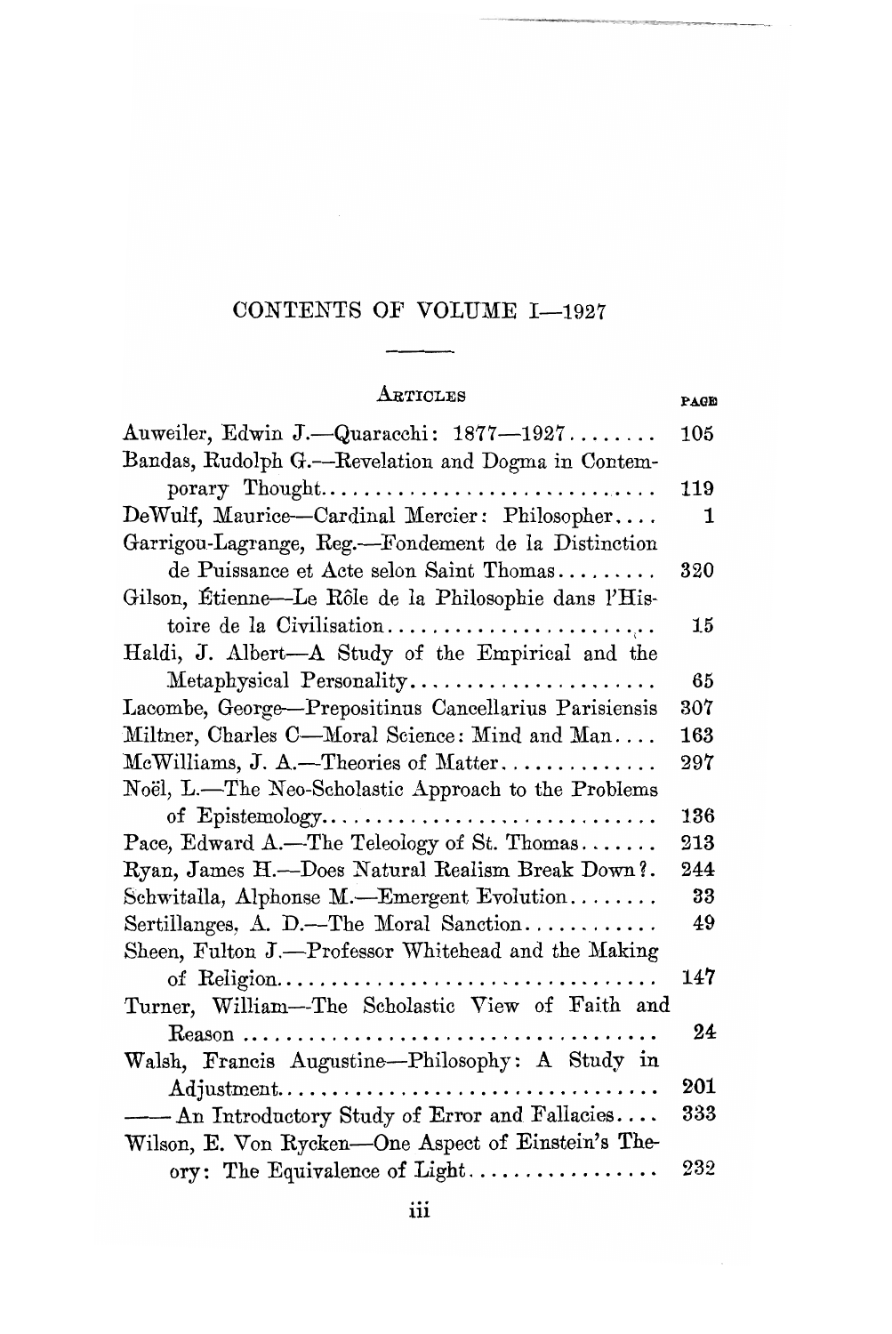# CONTENTS OF VOLUME I—1927

## ARTICLES

| | PAGE |
|---|---|
| Auweiler, Edwin J.—Quaracchi: 1877—1927 | 105 |
| Bandas, Rudolph G.—Revelation and Dogma in Contemporary Thought | 119 |
| DeWulf, Maurice—Cardinal Mercier: Philosopher | 1 |
| Garrigou-Lagrange, Reg.—Fondement de la Distinction de Puissance et Acte selon Saint Thomas | 320 |
| Gilson, Étienne—Le Rôle de la Philosophie dans l'Histoire de la Civilisation | 15 |
| Haldi, J. Albert—A Study of the Empirical and the Metaphysical Personality | 65 |
| Lacombe, George—Prepositinus Cancellarius Parisiensis | 307 |
| Miltner, Charles C—Moral Science: Mind and Man | 163 |
| McWilliams, J. A.—Theories of Matter | 297 |
| Noël, L.—The Neo-Scholastic Approach to the Problems of Epistemology | 136 |
| Pace, Edward A.—The Teleology of St. Thomas | 213 |
| Ryan, James H.—Does Natural Realism Break Down?. | 244 |
| Schwitalla, Alphonse M.—Emergent Evolution | 33 |
| Sertillanges, A. D.—The Moral Sanction | 49 |
| Sheen, Fulton J.—Professor Whitehead and the Making of Religion | 147 |
| Turner, William—The Scholastic View of Faith and Reason | 24 |
| Walsh, Francis Augustine—Philosophy: A Study in Adjustment | 201 |
| —— An Introductory Study of Error and Fallacies | 333 |
| Wilson, E. Von Rycken—One Aspect of Einstein's Theory: The Equivalence of Light | 232 |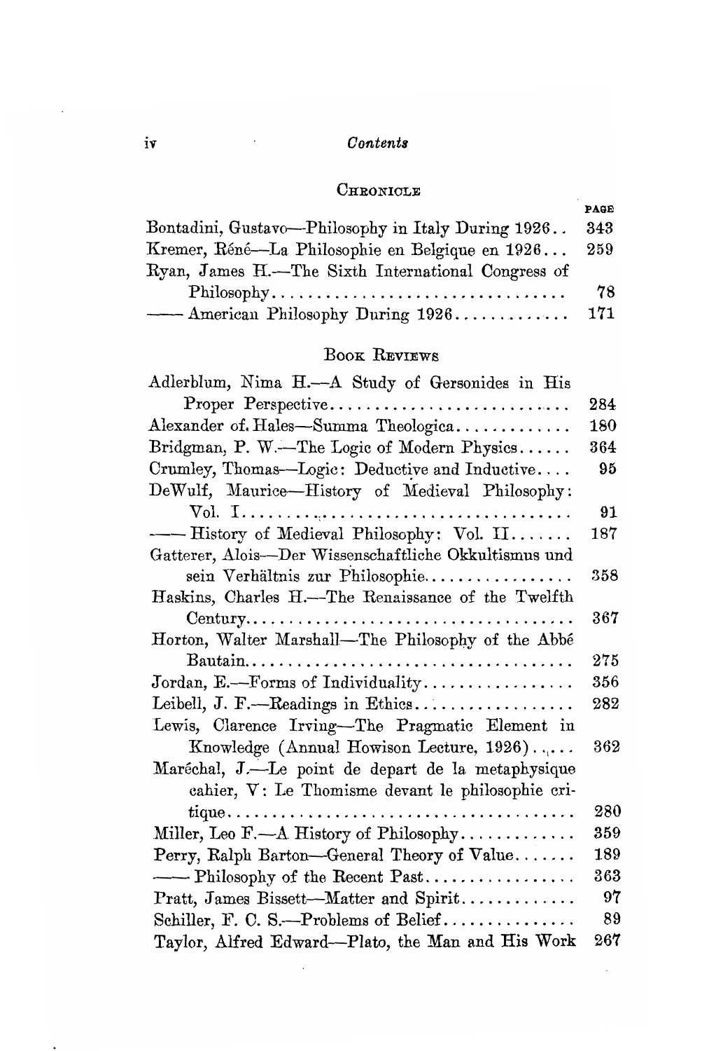## Chronicle

| | PAGE |
|---|---|
| Bontadini, Gustavo—Philosophy in Italy During 1926.. | 343 |
| Kremer, Réné—La Philosophie en Belgique en 1926... | 259 |
| Ryan, James H.—The Sixth International Congress of Philosophy.................................. | 78 |
| —— American Philosophy During 1926............ | 171 |

## Book Reviews

| | |
|---|---|
| Adlerblum, Nima H.—A Study of Gersonides in His Proper Perspective.......................... | 284 |
| Alexander of Hales—Summa Theologica............. | 180 |
| Bridgman, P. W.—The Logic of Modern Physics...... | 364 |
| Crumley, Thomas—Logic: Deductive and Inductive.... | 95 |
| DeWulf, Maurice—History of Medieval Philosophy: Vol. I.................................... | 91 |
| —— History of Medieval Philosophy: Vol. II....... | 187 |
| Gatterer, Alois—Der Wissenschaftliche Okkultismus und sein Verhältnis zur Philosophie................ | 358 |
| Haskins, Charles H.—The Renaissance of the Twelfth Century.................................. | 367 |
| Horton, Walter Marshall—The Philosophy of the Abbé Bautain.................................. | 275 |
| Jordan, E.—Forms of Individuality................. | 356 |
| Leibell, J. F.—Readings in Ethics.................. | 282 |
| Lewis, Clarence Irving—The Pragmatic Element in Knowledge (Annual Howison Lecture, 1926)...... | 362 |
| Maréchal, J.—Le point de depart de la metaphysique cahier, V: Le Thomisme devant le philosophie critique.................................... | 280 |
| Miller, Leo F.—A History of Philosophy............ | 359 |
| Perry, Ralph Barton—General Theory of Value....... | 189 |
| —— Philosophy of the Recent Past................ | 363 |
| Pratt, James Bissett—Matter and Spirit............ | 97 |
| Schiller, F. C. S.—Problems of Belief.............. | 89 |
| Taylor, Alfred Edward—Plato, the Man and His Work | 267 |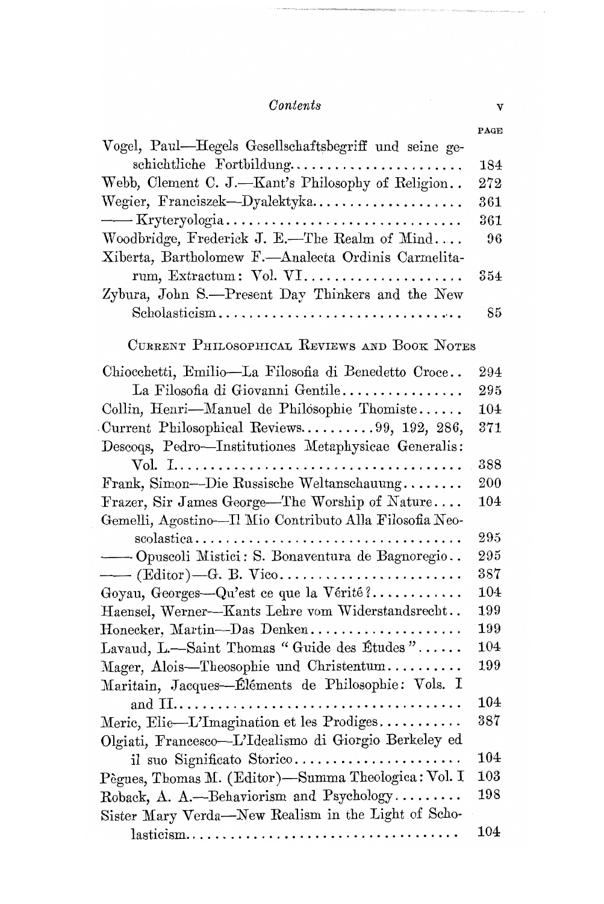| | PAGE |
|---|---|
| Vogel, Paul—Hegels Gesellschaftsbegriff und seine geschichtliche Fortbildung | 184 |
| Webb, Clement C. J.—Kant's Philosophy of Religion | 272 |
| Wegier, Franciszek—Dyalektyka | 361 |
| —— Kryteryologia | 361 |
| Woodbridge, Frederick J. E.—The Realm of Mind | 96 |
| Xiberta, Bartholomew F.—Analecta Ordinis Carmelitarum, Extractum: Vol. VI | 354 |
| Zybura, John S.—Present Day Thinkers and the New Scholasticism | 85 |

## Current Philosophical Reviews and Book Notes

| | |
|---|---|
| Chiocchetti, Emilio—La Filosofia di Benedetto Croce | 294 |
| La Filosofia di Giovanni Gentile | 295 |
| Collin, Henri—Manuel de Philosophie Thomiste | 104 |
| Current Philosophical Reviews | 99, 192, 286, 371 |
| Descoqs, Pedro—Institutiones Metaphysicae Generalis: Vol. I | 388 |
| Frank, Simon—Die Russische Weltanschauung | 200 |
| Frazer, Sir James George—The Worship of Nature | 104 |
| Gemelli, Agostino—Il Mio Contributo Alla Filosofia Neoscolastica | 295 |
| —— Opuscoli Mistici: S. Bonaventura de Bagnoregio | 295 |
| —— (Editor)—G. B. Vico | 387 |
| Goyau, Georges—Qu'est ce que la Vérité? | 104 |
| Haensel, Werner—Kants Lehre vom Widerstandsrecht | 199 |
| Honecker, Martin—Das Denken | 199 |
| Lavaud, L.—Saint Thomas "Guide des Études" | 104 |
| Mager, Alois—Theosophie und Christentum | 199 |
| Maritain, Jacques—Éléments de Philosophie: Vols. I and II | 104 |
| Meric, Elie—L'Imagination et les Prodiges | 387 |
| Olgiati, Francesco—L'Idealismo di Giorgio Berkeley ed il suo Significato Storico | 104 |
| Pègues, Thomas M. (Editor)—Summa Theologica: Vol. I | 103 |
| Roback, A. A.—Behaviorism and Psychology | 198 |
| Sister Mary Verda—New Realism in the Light of Scholasticism | 104 |